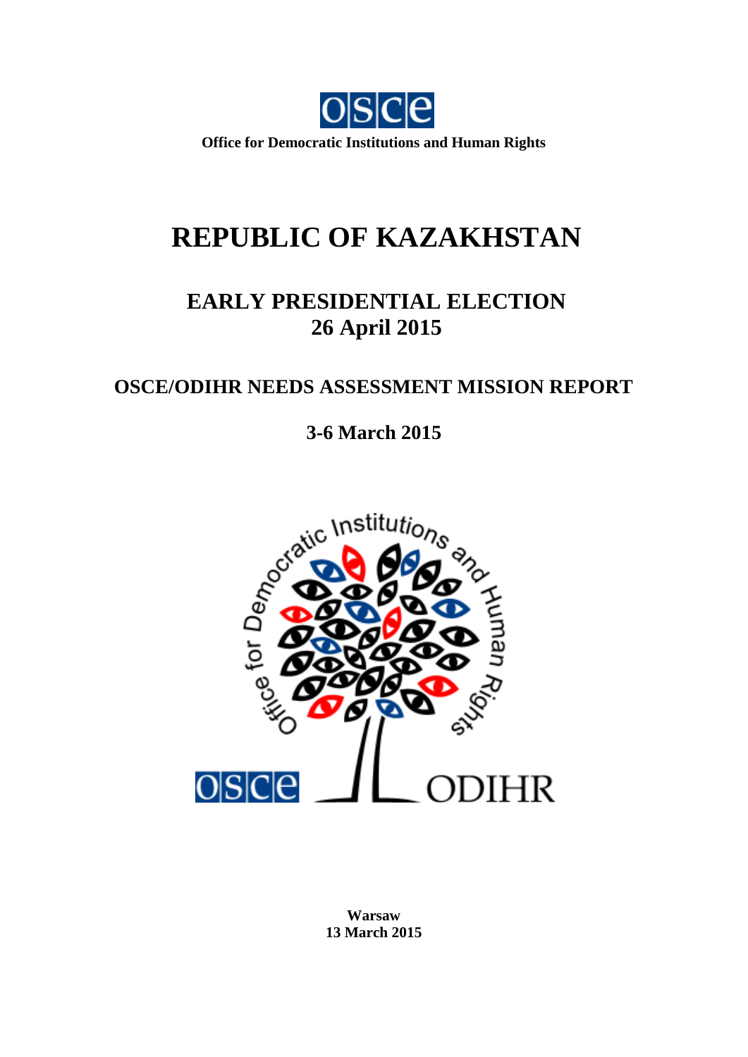OSCE

**Office for Democratic Institutions and Human Rights**

# REPUBLIC OF KAZAKHSTAN

## EARLY PRESIDENTIAL ELECTION
## 26 April 2015

## OSCE/ODIHR NEEDS ASSESSMENT MISSION REPORT

## 3-6 March 2015

**Warsaw**
**13 March 2015**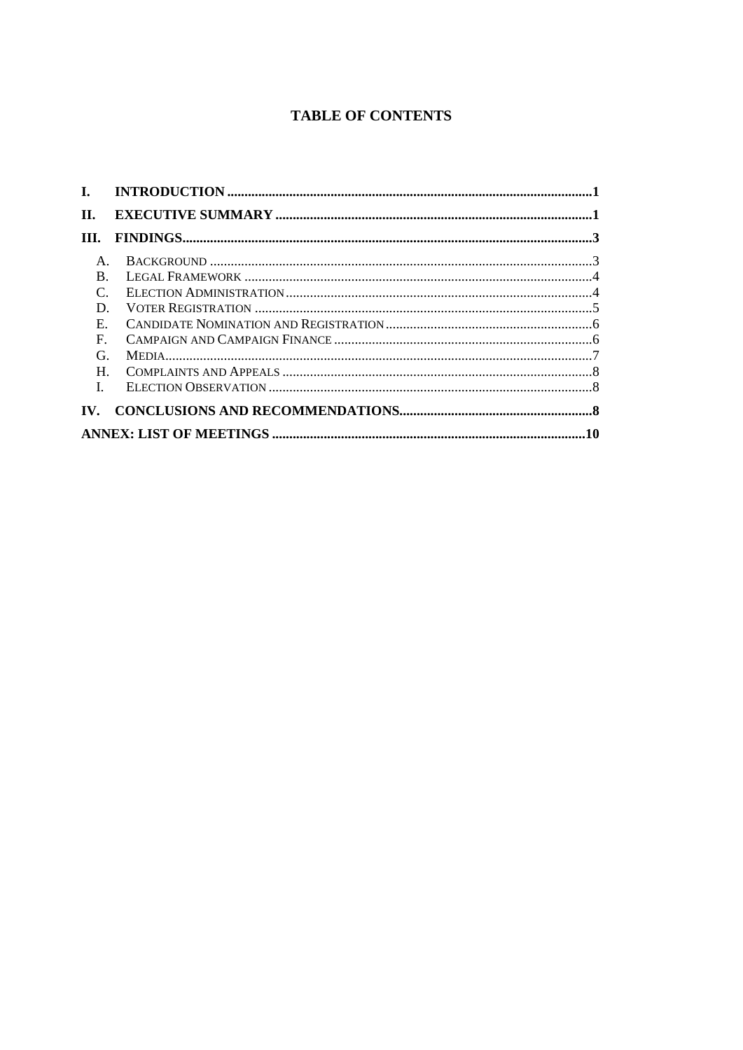## TABLE OF CONTENTS

- I. INTRODUCTION ..... 1
- II. EXECUTIVE SUMMARY ..... 1
- III. FINDINGS ..... 3
  - A. Background ..... 3
  - B. Legal Framework ..... 4
  - C. Election Administration ..... 4
  - D. Voter Registration ..... 5
  - E. Candidate Nomination and Registration ..... 6
  - F. Campaign and Campaign Finance ..... 6
  - G. Media ..... 7
  - H. Complaints and Appeals ..... 8
  - I. Election Observation ..... 8
- IV. CONCLUSIONS AND RECOMMENDATIONS ..... 8
- ANNEX: LIST OF MEETINGS ..... 10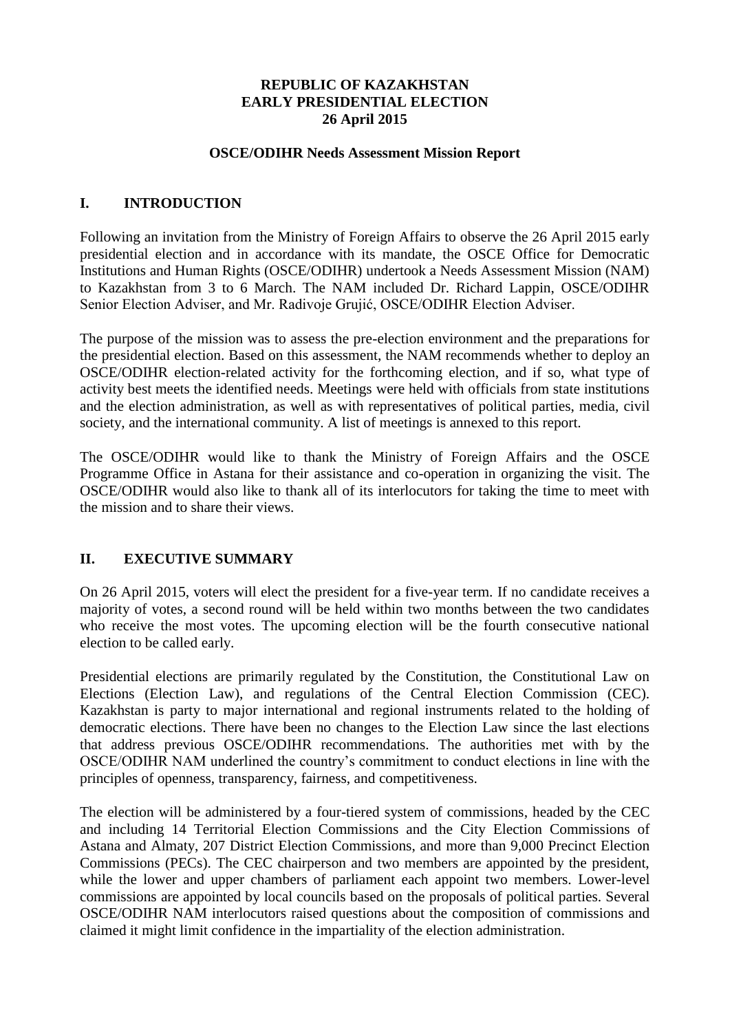**REPUBLIC OF KAZAKHSTAN**
**EARLY PRESIDENTIAL ELECTION**
**26 April 2015**

**OSCE/ODIHR Needs Assessment Mission Report**

## I. INTRODUCTION

Following an invitation from the Ministry of Foreign Affairs to observe the 26 April 2015 early presidential election and in accordance with its mandate, the OSCE Office for Democratic Institutions and Human Rights (OSCE/ODIHR) undertook a Needs Assessment Mission (NAM) to Kazakhstan from 3 to 6 March. The NAM included Dr. Richard Lappin, OSCE/ODIHR Senior Election Adviser, and Mr. Radivoje Grujić, OSCE/ODIHR Election Adviser.

The purpose of the mission was to assess the pre-election environment and the preparations for the presidential election. Based on this assessment, the NAM recommends whether to deploy an OSCE/ODIHR election-related activity for the forthcoming election, and if so, what type of activity best meets the identified needs. Meetings were held with officials from state institutions and the election administration, as well as with representatives of political parties, media, civil society, and the international community. A list of meetings is annexed to this report.

The OSCE/ODIHR would like to thank the Ministry of Foreign Affairs and the OSCE Programme Office in Astana for their assistance and co-operation in organizing the visit. The OSCE/ODIHR would also like to thank all of its interlocutors for taking the time to meet with the mission and to share their views.

## II. EXECUTIVE SUMMARY

On 26 April 2015, voters will elect the president for a five-year term. If no candidate receives a majority of votes, a second round will be held within two months between the two candidates who receive the most votes. The upcoming election will be the fourth consecutive national election to be called early.

Presidential elections are primarily regulated by the Constitution, the Constitutional Law on Elections (Election Law), and regulations of the Central Election Commission (CEC). Kazakhstan is party to major international and regional instruments related to the holding of democratic elections. There have been no changes to the Election Law since the last elections that address previous OSCE/ODIHR recommendations. The authorities met with by the OSCE/ODIHR NAM underlined the country's commitment to conduct elections in line with the principles of openness, transparency, fairness, and competitiveness.

The election will be administered by a four-tiered system of commissions, headed by the CEC and including 14 Territorial Election Commissions and the City Election Commissions of Astana and Almaty, 207 District Election Commissions, and more than 9,000 Precinct Election Commissions (PECs). The CEC chairperson and two members are appointed by the president, while the lower and upper chambers of parliament each appoint two members. Lower-level commissions are appointed by local councils based on the proposals of political parties. Several OSCE/ODIHR NAM interlocutors raised questions about the composition of commissions and claimed it might limit confidence in the impartiality of the election administration.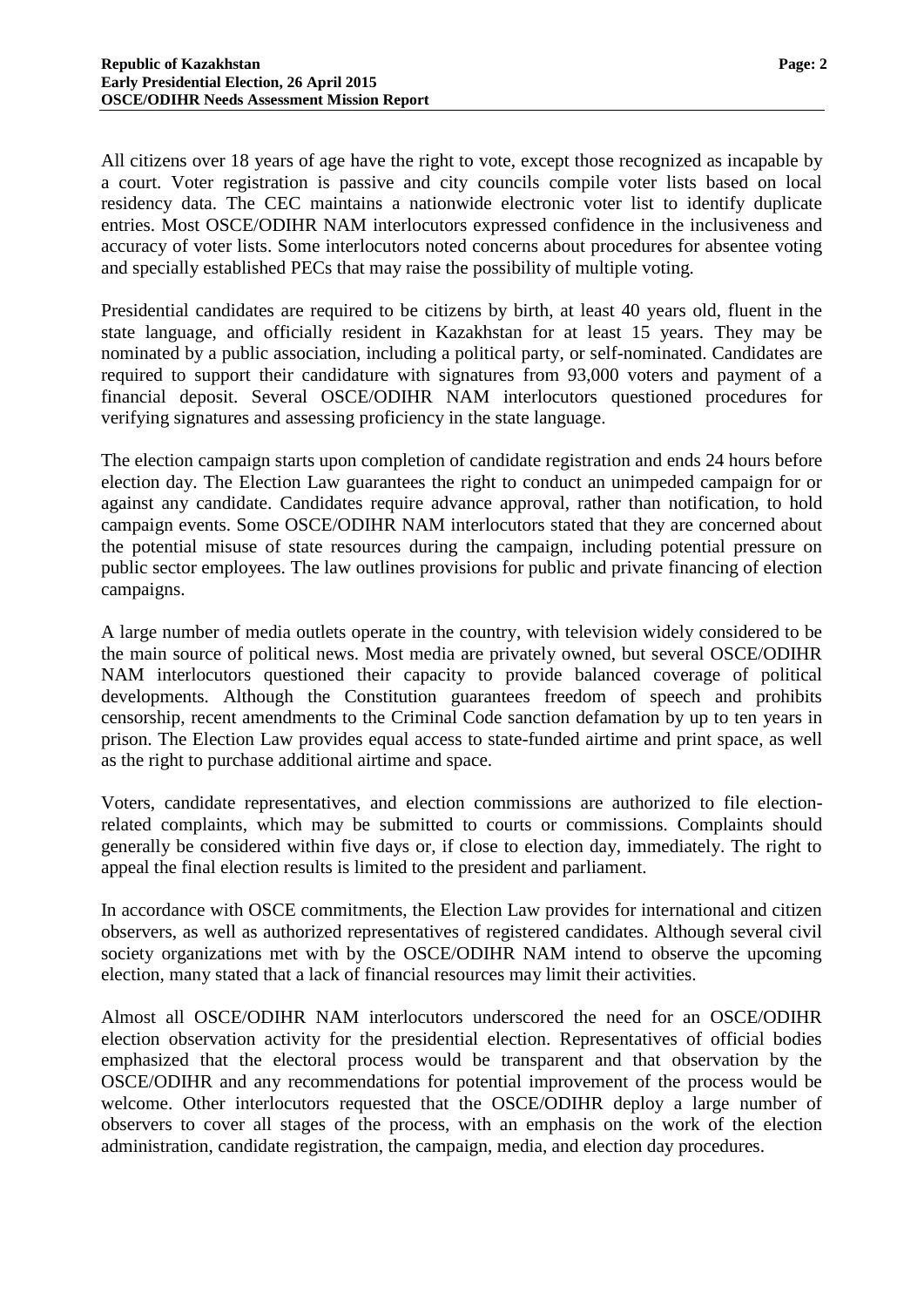All citizens over 18 years of age have the right to vote, except those recognized as incapable by a court. Voter registration is passive and city councils compile voter lists based on local residency data. The CEC maintains a nationwide electronic voter list to identify duplicate entries. Most OSCE/ODIHR NAM interlocutors expressed confidence in the inclusiveness and accuracy of voter lists. Some interlocutors noted concerns about procedures for absentee voting and specially established PECs that may raise the possibility of multiple voting.

Presidential candidates are required to be citizens by birth, at least 40 years old, fluent in the state language, and officially resident in Kazakhstan for at least 15 years. They may be nominated by a public association, including a political party, or self-nominated. Candidates are required to support their candidature with signatures from 93,000 voters and payment of a financial deposit. Several OSCE/ODIHR NAM interlocutors questioned procedures for verifying signatures and assessing proficiency in the state language.

The election campaign starts upon completion of candidate registration and ends 24 hours before election day. The Election Law guarantees the right to conduct an unimpeded campaign for or against any candidate. Candidates require advance approval, rather than notification, to hold campaign events. Some OSCE/ODIHR NAM interlocutors stated that they are concerned about the potential misuse of state resources during the campaign, including potential pressure on public sector employees. The law outlines provisions for public and private financing of election campaigns.

A large number of media outlets operate in the country, with television widely considered to be the main source of political news. Most media are privately owned, but several OSCE/ODIHR NAM interlocutors questioned their capacity to provide balanced coverage of political developments. Although the Constitution guarantees freedom of speech and prohibits censorship, recent amendments to the Criminal Code sanction defamation by up to ten years in prison. The Election Law provides equal access to state-funded airtime and print space, as well as the right to purchase additional airtime and space.

Voters, candidate representatives, and election commissions are authorized to file election-related complaints, which may be submitted to courts or commissions. Complaints should generally be considered within five days or, if close to election day, immediately. The right to appeal the final election results is limited to the president and parliament.

In accordance with OSCE commitments, the Election Law provides for international and citizen observers, as well as authorized representatives of registered candidates. Although several civil society organizations met with by the OSCE/ODIHR NAM intend to observe the upcoming election, many stated that a lack of financial resources may limit their activities.

Almost all OSCE/ODIHR NAM interlocutors underscored the need for an OSCE/ODIHR election observation activity for the presidential election. Representatives of official bodies emphasized that the electoral process would be transparent and that observation by the OSCE/ODIHR and any recommendations for potential improvement of the process would be welcome. Other interlocutors requested that the OSCE/ODIHR deploy a large number of observers to cover all stages of the process, with an emphasis on the work of the election administration, candidate registration, the campaign, media, and election day procedures.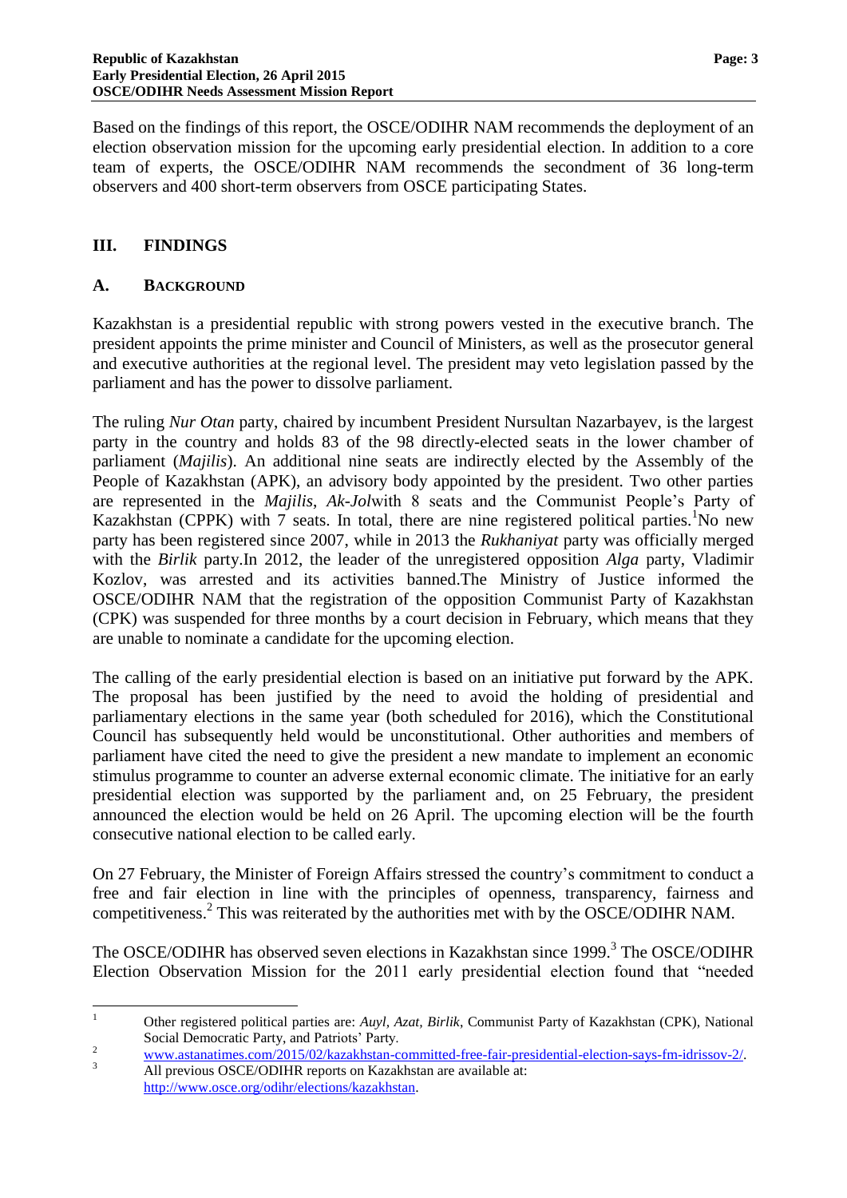Based on the findings of this report, the OSCE/ODIHR NAM recommends the deployment of an election observation mission for the upcoming early presidential election. In addition to a core team of experts, the OSCE/ODIHR NAM recommends the secondment of 36 long-term observers and 400 short-term observers from OSCE participating States.

## III. FINDINGS

### A. Background

Kazakhstan is a presidential republic with strong powers vested in the executive branch. The president appoints the prime minister and Council of Ministers, as well as the prosecutor general and executive authorities at the regional level. The president may veto legislation passed by the parliament and has the power to dissolve parliament.

The ruling *Nur Otan* party, chaired by incumbent President Nursultan Nazarbayev, is the largest party in the country and holds 83 of the 98 directly-elected seats in the lower chamber of parliament (*Majilis*). An additional nine seats are indirectly elected by the Assembly of the People of Kazakhstan (APK), an advisory body appointed by the president. Two other parties are represented in the *Majilis*, *Ak-Jol*with 8 seats and the Communist People's Party of Kazakhstan (CPPK) with 7 seats. In total, there are nine registered political parties.[1]No new party has been registered since 2007, while in 2013 the *Rukhaniyat* party was officially merged with the *Birlik* party.In 2012, the leader of the unregistered opposition *Alga* party, Vladimir Kozlov, was arrested and its activities banned.The Ministry of Justice informed the OSCE/ODIHR NAM that the registration of the opposition Communist Party of Kazakhstan (CPK) was suspended for three months by a court decision in February, which means that they are unable to nominate a candidate for the upcoming election.

The calling of the early presidential election is based on an initiative put forward by the APK. The proposal has been justified by the need to avoid the holding of presidential and parliamentary elections in the same year (both scheduled for 2016), which the Constitutional Council has subsequently held would be unconstitutional. Other authorities and members of parliament have cited the need to give the president a new mandate to implement an economic stimulus programme to counter an adverse external economic climate. The initiative for an early presidential election was supported by the parliament and, on 25 February, the president announced the election would be held on 26 April. The upcoming election will be the fourth consecutive national election to be called early.

On 27 February, the Minister of Foreign Affairs stressed the country's commitment to conduct a free and fair election in line with the principles of openness, transparency, fairness and competitiveness.[2] This was reiterated by the authorities met with by the OSCE/ODIHR NAM.

The OSCE/ODIHR has observed seven elections in Kazakhstan since 1999.[3] The OSCE/ODIHR Election Observation Mission for the 2011 early presidential election found that "needed

---

[1] Other registered political parties are: *Auyl*, *Azat*, *Birlik*, Communist Party of Kazakhstan (CPK), National Social Democratic Party, and Patriots' Party.

[2] www.astanatimes.com/2015/02/kazakhstan-committed-free-fair-presidential-election-says-fm-idrissov-2/.

[3] All previous OSCE/ODIHR reports on Kazakhstan are available at: http://www.osce.org/odihr/elections/kazakhstan.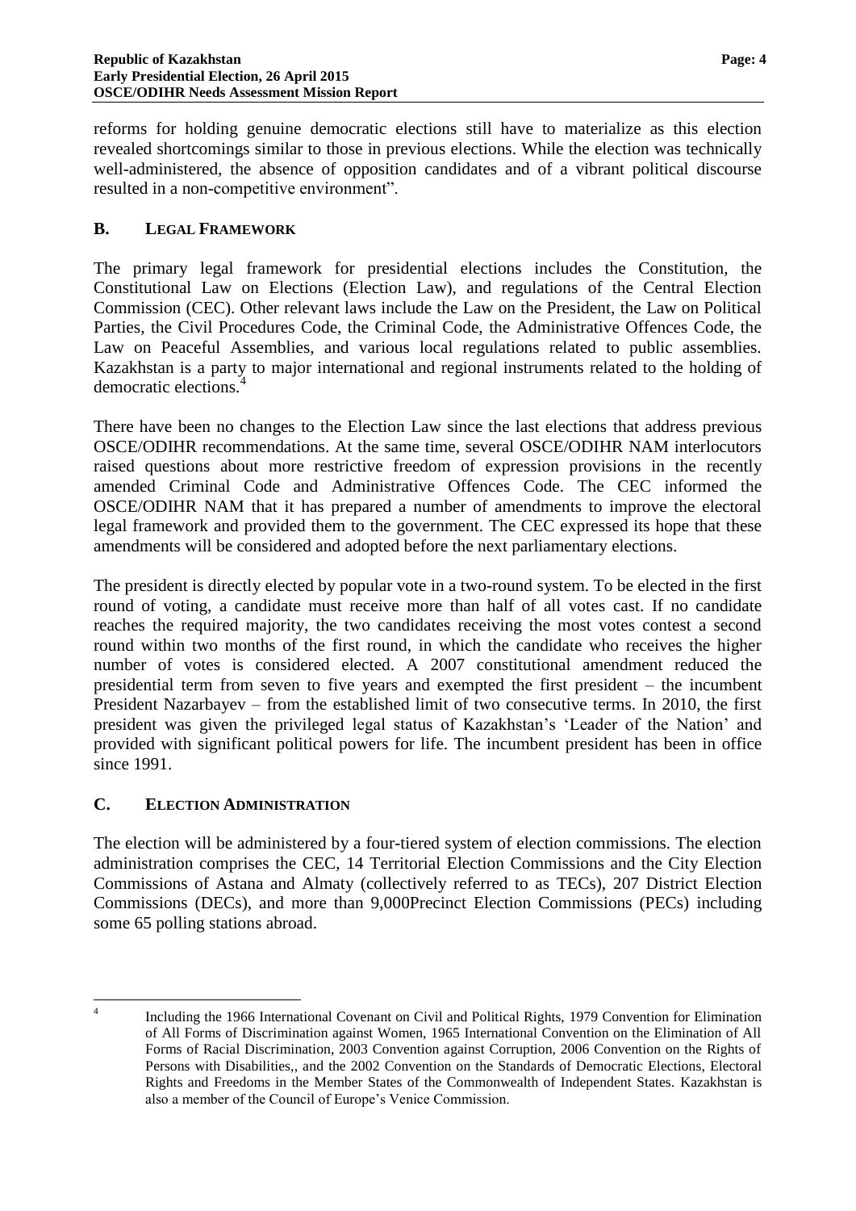reforms for holding genuine democratic elections still have to materialize as this election revealed shortcomings similar to those in previous elections. While the election was technically well-administered, the absence of opposition candidates and of a vibrant political discourse resulted in a non-competitive environment".

## B. LEGAL FRAMEWORK

The primary legal framework for presidential elections includes the Constitution, the Constitutional Law on Elections (Election Law), and regulations of the Central Election Commission (CEC). Other relevant laws include the Law on the President, the Law on Political Parties, the Civil Procedures Code, the Criminal Code, the Administrative Offences Code, the Law on Peaceful Assemblies, and various local regulations related to public assemblies. Kazakhstan is a party to major international and regional instruments related to the holding of democratic elections.[4]

There have been no changes to the Election Law since the last elections that address previous OSCE/ODIHR recommendations. At the same time, several OSCE/ODIHR NAM interlocutors raised questions about more restrictive freedom of expression provisions in the recently amended Criminal Code and Administrative Offences Code. The CEC informed the OSCE/ODIHR NAM that it has prepared a number of amendments to improve the electoral legal framework and provided them to the government. The CEC expressed its hope that these amendments will be considered and adopted before the next parliamentary elections.

The president is directly elected by popular vote in a two-round system. To be elected in the first round of voting, a candidate must receive more than half of all votes cast. If no candidate reaches the required majority, the two candidates receiving the most votes contest a second round within two months of the first round, in which the candidate who receives the higher number of votes is considered elected. A 2007 constitutional amendment reduced the presidential term from seven to five years and exempted the first president – the incumbent President Nazarbayev – from the established limit of two consecutive terms. In 2010, the first president was given the privileged legal status of Kazakhstan's 'Leader of the Nation' and provided with significant political powers for life. The incumbent president has been in office since 1991.

## C. ELECTION ADMINISTRATION

The election will be administered by a four-tiered system of election commissions. The election administration comprises the CEC, 14 Territorial Election Commissions and the City Election Commissions of Astana and Almaty (collectively referred to as TECs), 207 District Election Commissions (DECs), and more than 9,000Precinct Election Commissions (PECs) including some 65 polling stations abroad.

---

[4] Including the 1966 International Covenant on Civil and Political Rights, 1979 Convention for Elimination of All Forms of Discrimination against Women, 1965 International Convention on the Elimination of All Forms of Racial Discrimination, 2003 Convention against Corruption, 2006 Convention on the Rights of Persons with Disabilities,, and the 2002 Convention on the Standards of Democratic Elections, Electoral Rights and Freedoms in the Member States of the Commonwealth of Independent States. Kazakhstan is also a member of the Council of Europe's Venice Commission.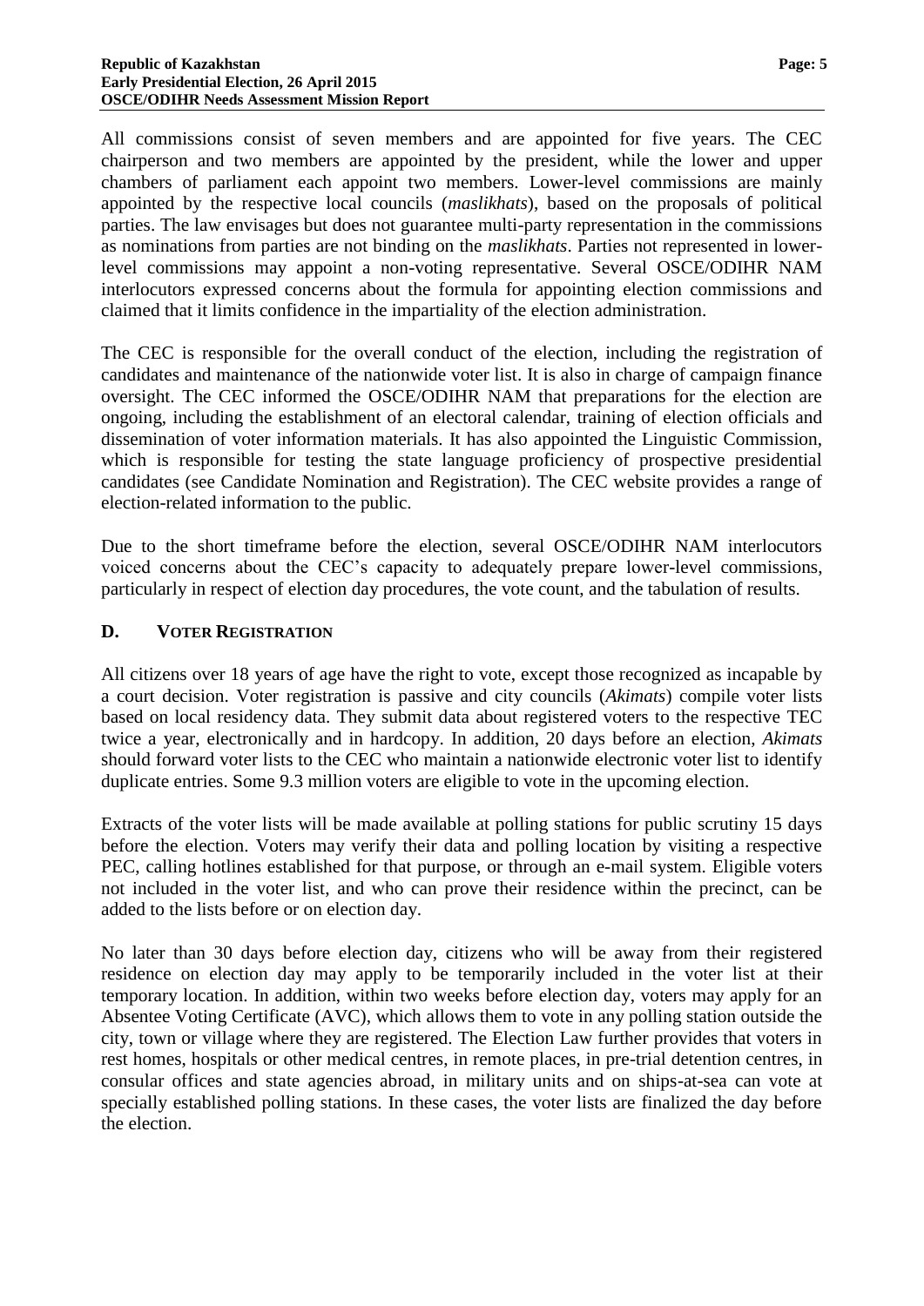All commissions consist of seven members and are appointed for five years. The CEC chairperson and two members are appointed by the president, while the lower and upper chambers of parliament each appoint two members. Lower-level commissions are mainly appointed by the respective local councils (*maslikhats*), based on the proposals of political parties. The law envisages but does not guarantee multi-party representation in the commissions as nominations from parties are not binding on the *maslikhats*. Parties not represented in lower-level commissions may appoint a non-voting representative. Several OSCE/ODIHR NAM interlocutors expressed concerns about the formula for appointing election commissions and claimed that it limits confidence in the impartiality of the election administration.

The CEC is responsible for the overall conduct of the election, including the registration of candidates and maintenance of the nationwide voter list. It is also in charge of campaign finance oversight. The CEC informed the OSCE/ODIHR NAM that preparations for the election are ongoing, including the establishment of an electoral calendar, training of election officials and dissemination of voter information materials. It has also appointed the Linguistic Commission, which is responsible for testing the state language proficiency of prospective presidential candidates (see Candidate Nomination and Registration). The CEC website provides a range of election-related information to the public.

Due to the short timeframe before the election, several OSCE/ODIHR NAM interlocutors voiced concerns about the CEC's capacity to adequately prepare lower-level commissions, particularly in respect of election day procedures, the vote count, and the tabulation of results.

## D. VOTER REGISTRATION

All citizens over 18 years of age have the right to vote, except those recognized as incapable by a court decision. Voter registration is passive and city councils (*Akimats*) compile voter lists based on local residency data. They submit data about registered voters to the respective TEC twice a year, electronically and in hardcopy. In addition, 20 days before an election, *Akimats* should forward voter lists to the CEC who maintain a nationwide electronic voter list to identify duplicate entries. Some 9.3 million voters are eligible to vote in the upcoming election.

Extracts of the voter lists will be made available at polling stations for public scrutiny 15 days before the election. Voters may verify their data and polling location by visiting a respective PEC, calling hotlines established for that purpose, or through an e-mail system. Eligible voters not included in the voter list, and who can prove their residence within the precinct, can be added to the lists before or on election day.

No later than 30 days before election day, citizens who will be away from their registered residence on election day may apply to be temporarily included in the voter list at their temporary location. In addition, within two weeks before election day, voters may apply for an Absentee Voting Certificate (AVC), which allows them to vote in any polling station outside the city, town or village where they are registered. The Election Law further provides that voters in rest homes, hospitals or other medical centres, in remote places, in pre-trial detention centres, in consular offices and state agencies abroad, in military units and on ships-at-sea can vote at specially established polling stations. In these cases, the voter lists are finalized the day before the election.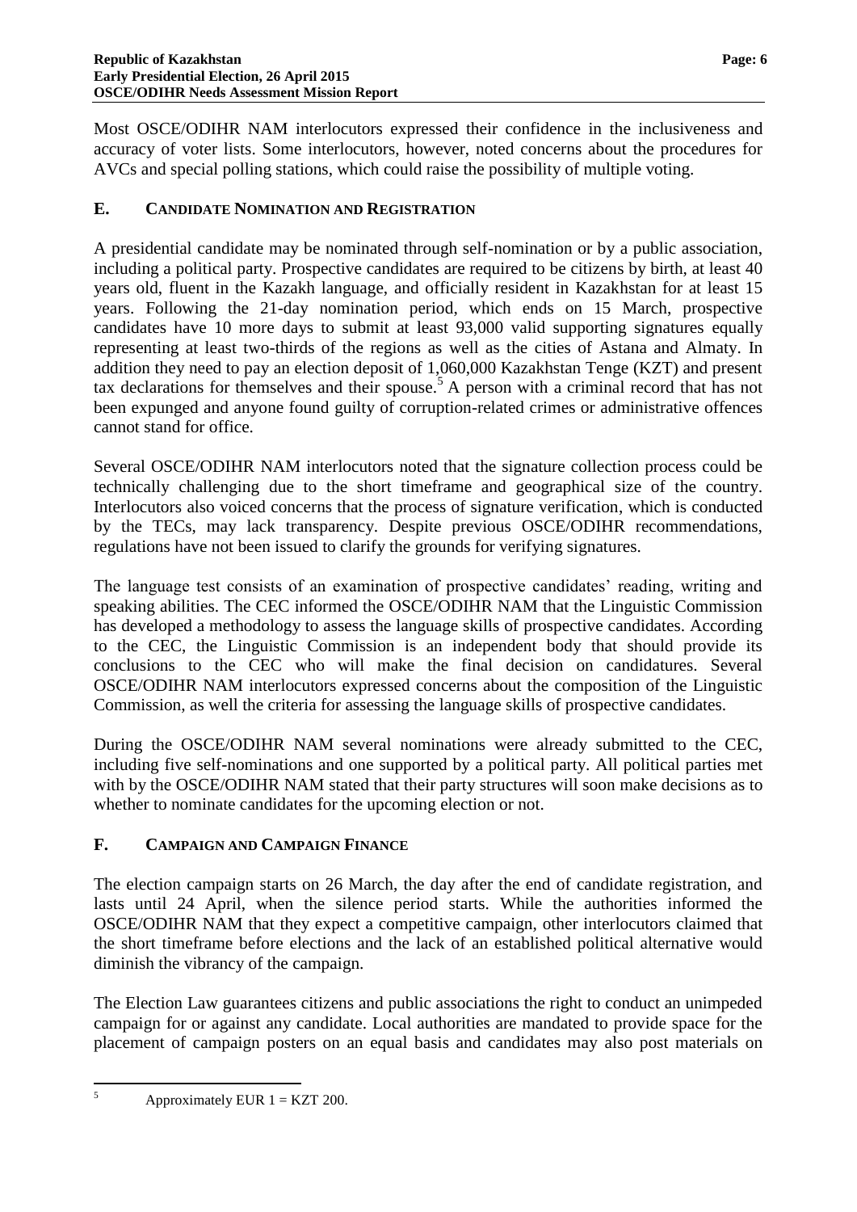Most OSCE/ODIHR NAM interlocutors expressed their confidence in the inclusiveness and accuracy of voter lists. Some interlocutors, however, noted concerns about the procedures for AVCs and special polling stations, which could raise the possibility of multiple voting.

## E. CANDIDATE NOMINATION AND REGISTRATION

A presidential candidate may be nominated through self-nomination or by a public association, including a political party. Prospective candidates are required to be citizens by birth, at least 40 years old, fluent in the Kazakh language, and officially resident in Kazakhstan for at least 15 years. Following the 21-day nomination period, which ends on 15 March, prospective candidates have 10 more days to submit at least 93,000 valid supporting signatures equally representing at least two-thirds of the regions as well as the cities of Astana and Almaty. In addition they need to pay an election deposit of 1,060,000 Kazakhstan Tenge (KZT) and present tax declarations for themselves and their spouse.[5] A person with a criminal record that has not been expunged and anyone found guilty of corruption-related crimes or administrative offences cannot stand for office.

Several OSCE/ODIHR NAM interlocutors noted that the signature collection process could be technically challenging due to the short timeframe and geographical size of the country. Interlocutors also voiced concerns that the process of signature verification, which is conducted by the TECs, may lack transparency. Despite previous OSCE/ODIHR recommendations, regulations have not been issued to clarify the grounds for verifying signatures.

The language test consists of an examination of prospective candidates' reading, writing and speaking abilities. The CEC informed the OSCE/ODIHR NAM that the Linguistic Commission has developed a methodology to assess the language skills of prospective candidates. According to the CEC, the Linguistic Commission is an independent body that should provide its conclusions to the CEC who will make the final decision on candidatures. Several OSCE/ODIHR NAM interlocutors expressed concerns about the composition of the Linguistic Commission, as well the criteria for assessing the language skills of prospective candidates.

During the OSCE/ODIHR NAM several nominations were already submitted to the CEC, including five self-nominations and one supported by a political party. All political parties met with by the OSCE/ODIHR NAM stated that their party structures will soon make decisions as to whether to nominate candidates for the upcoming election or not.

## F. CAMPAIGN AND CAMPAIGN FINANCE

The election campaign starts on 26 March, the day after the end of candidate registration, and lasts until 24 April, when the silence period starts. While the authorities informed the OSCE/ODIHR NAM that they expect a competitive campaign, other interlocutors claimed that the short timeframe before elections and the lack of an established political alternative would diminish the vibrancy of the campaign.

The Election Law guarantees citizens and public associations the right to conduct an unimpeded campaign for or against any candidate. Local authorities are mandated to provide space for the placement of campaign posters on an equal basis and candidates may also post materials on

---

[5] Approximately EUR 1 = KZT 200.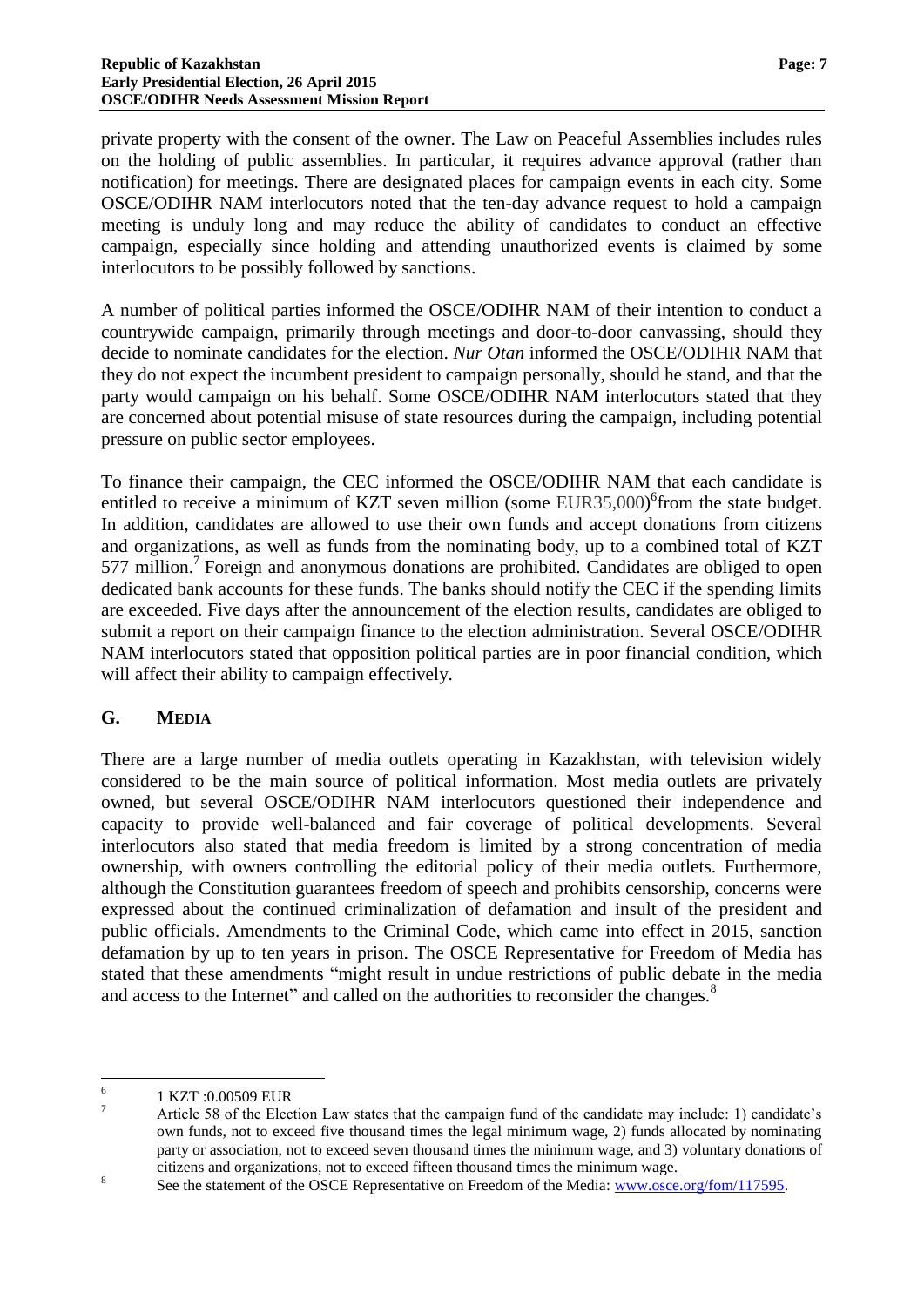private property with the consent of the owner. The Law on Peaceful Assemblies includes rules on the holding of public assemblies. In particular, it requires advance approval (rather than notification) for meetings. There are designated places for campaign events in each city. Some OSCE/ODIHR NAM interlocutors noted that the ten-day advance request to hold a campaign meeting is unduly long and may reduce the ability of candidates to conduct an effective campaign, especially since holding and attending unauthorized events is claimed by some interlocutors to be possibly followed by sanctions.

A number of political parties informed the OSCE/ODIHR NAM of their intention to conduct a countrywide campaign, primarily through meetings and door-to-door canvassing, should they decide to nominate candidates for the election. *Nur Otan* informed the OSCE/ODIHR NAM that they do not expect the incumbent president to campaign personally, should he stand, and that the party would campaign on his behalf. Some OSCE/ODIHR NAM interlocutors stated that they are concerned about potential misuse of state resources during the campaign, including potential pressure on public sector employees.

To finance their campaign, the CEC informed the OSCE/ODIHR NAM that each candidate is entitled to receive a minimum of KZT seven million (some EUR35,000)[6]from the state budget. In addition, candidates are allowed to use their own funds and accept donations from citizens and organizations, as well as funds from the nominating body, up to a combined total of KZT 577 million.[7] Foreign and anonymous donations are prohibited. Candidates are obliged to open dedicated bank accounts for these funds. The banks should notify the CEC if the spending limits are exceeded. Five days after the announcement of the election results, candidates are obliged to submit a report on their campaign finance to the election administration. Several OSCE/ODIHR NAM interlocutors stated that opposition political parties are in poor financial condition, which will affect their ability to campaign effectively.

## G. MEDIA

There are a large number of media outlets operating in Kazakhstan, with television widely considered to be the main source of political information. Most media outlets are privately owned, but several OSCE/ODIHR NAM interlocutors questioned their independence and capacity to provide well-balanced and fair coverage of political developments. Several interlocutors also stated that media freedom is limited by a strong concentration of media ownership, with owners controlling the editorial policy of their media outlets. Furthermore, although the Constitution guarantees freedom of speech and prohibits censorship, concerns were expressed about the continued criminalization of defamation and insult of the president and public officials. Amendments to the Criminal Code, which came into effect in 2015, sanction defamation by up to ten years in prison. The OSCE Representative for Freedom of Media has stated that these amendments "might result in undue restrictions of public debate in the media and access to the Internet" and called on the authorities to reconsider the changes.[8]

---

[6] 1 KZT :0.00509 EUR

[7] Article 58 of the Election Law states that the campaign fund of the candidate may include: 1) candidate's own funds, not to exceed five thousand times the legal minimum wage, 2) funds allocated by nominating party or association, not to exceed seven thousand times the minimum wage, and 3) voluntary donations of citizens and organizations, not to exceed fifteen thousand times the minimum wage.

[8] See the statement of the OSCE Representative on Freedom of the Media: www.osce.org/fom/117595.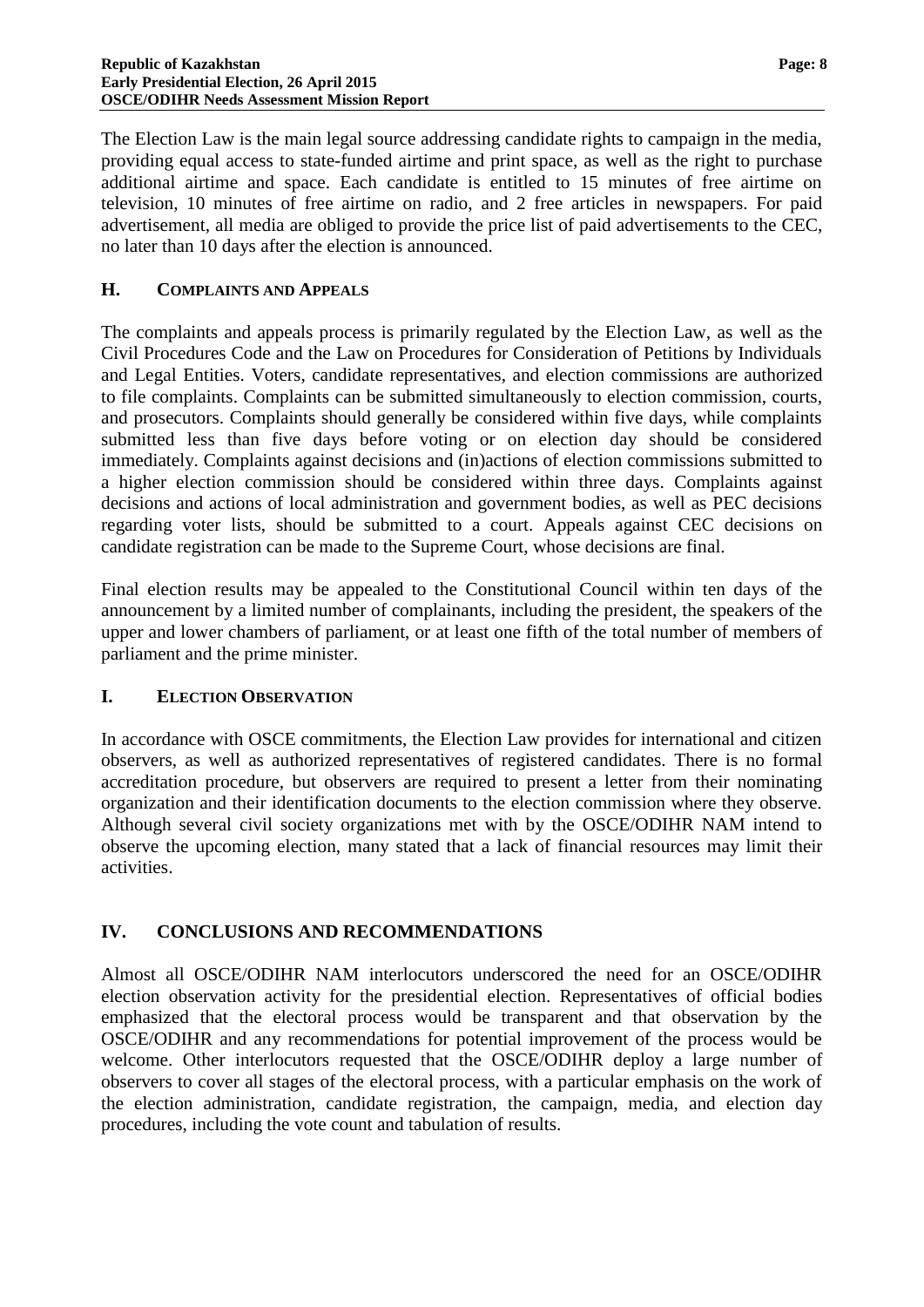The Election Law is the main legal source addressing candidate rights to campaign in the media, providing equal access to state-funded airtime and print space, as well as the right to purchase additional airtime and space. Each candidate is entitled to 15 minutes of free airtime on television, 10 minutes of free airtime on radio, and 2 free articles in newspapers. For paid advertisement, all media are obliged to provide the price list of paid advertisements to the CEC, no later than 10 days after the election is announced.

### H. Complaints and Appeals

The complaints and appeals process is primarily regulated by the Election Law, as well as the Civil Procedures Code and the Law on Procedures for Consideration of Petitions by Individuals and Legal Entities. Voters, candidate representatives, and election commissions are authorized to file complaints. Complaints can be submitted simultaneously to election commission, courts, and prosecutors. Complaints should generally be considered within five days, while complaints submitted less than five days before voting or on election day should be considered immediately. Complaints against decisions and (in)actions of election commissions submitted to a higher election commission should be considered within three days. Complaints against decisions and actions of local administration and government bodies, as well as PEC decisions regarding voter lists, should be submitted to a court. Appeals against CEC decisions on candidate registration can be made to the Supreme Court, whose decisions are final.

Final election results may be appealed to the Constitutional Council within ten days of the announcement by a limited number of complainants, including the president, the speakers of the upper and lower chambers of parliament, or at least one fifth of the total number of members of parliament and the prime minister.

### I. Election Observation

In accordance with OSCE commitments, the Election Law provides for international and citizen observers, as well as authorized representatives of registered candidates. There is no formal accreditation procedure, but observers are required to present a letter from their nominating organization and their identification documents to the election commission where they observe. Although several civil society organizations met with by the OSCE/ODIHR NAM intend to observe the upcoming election, many stated that a lack of financial resources may limit their activities.

## IV. CONCLUSIONS AND RECOMMENDATIONS

Almost all OSCE/ODIHR NAM interlocutors underscored the need for an OSCE/ODIHR election observation activity for the presidential election. Representatives of official bodies emphasized that the electoral process would be transparent and that observation by the OSCE/ODIHR and any recommendations for potential improvement of the process would be welcome. Other interlocutors requested that the OSCE/ODIHR deploy a large number of observers to cover all stages of the electoral process, with a particular emphasis on the work of the election administration, candidate registration, the campaign, media, and election day procedures, including the vote count and tabulation of results.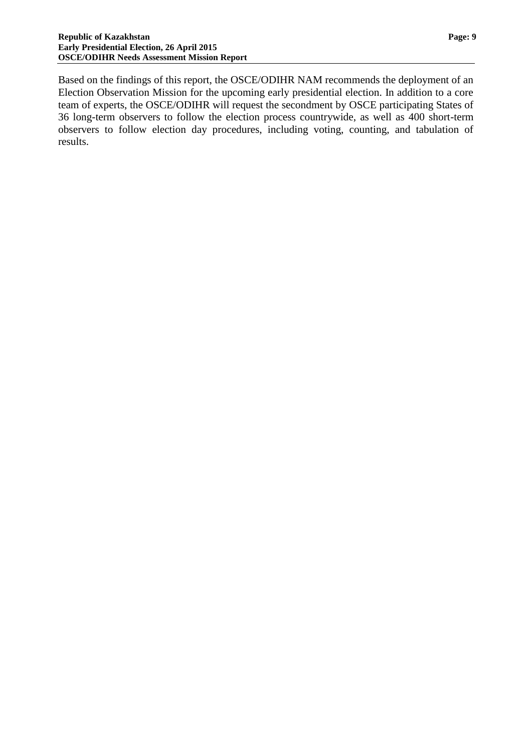Based on the findings of this report, the OSCE/ODIHR NAM recommends the deployment of an Election Observation Mission for the upcoming early presidential election. In addition to a core team of experts, the OSCE/ODIHR will request the secondment by OSCE participating States of 36 long-term observers to follow the election process countrywide, as well as 400 short-term observers to follow election day procedures, including voting, counting, and tabulation of results.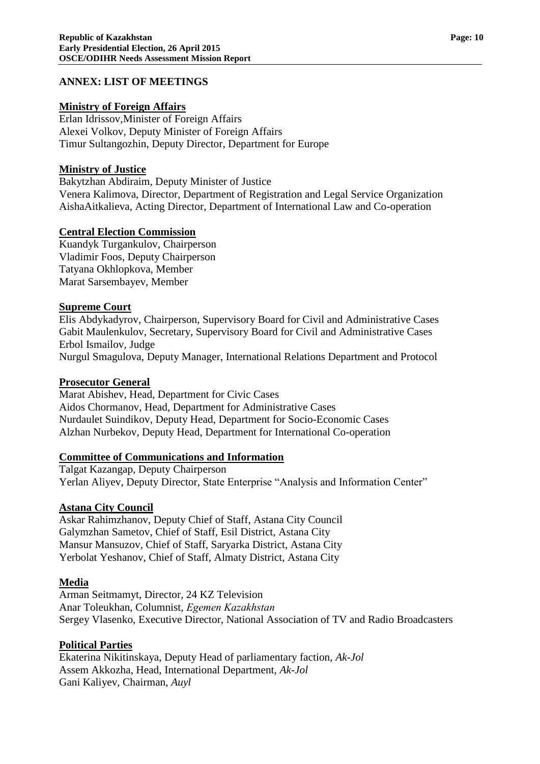## ANNEX: LIST OF MEETINGS

**Ministry of Foreign Affairs**

Erlan Idrissov,Minister of Foreign Affairs
Alexei Volkov, Deputy Minister of Foreign Affairs
Timur Sultangozhin, Deputy Director, Department for Europe

**Ministry of Justice**

Bakytzhan Abdiraim, Deputy Minister of Justice
Venera Kalimova, Director, Department of Registration and Legal Service Organization
AishaAitkalieva, Acting Director, Department of International Law and Co-operation

**Central Election Commission**

Kuandyk Turgankulov, Chairperson
Vladimir Foos, Deputy Chairperson
Tatyana Okhlopkova, Member
Marat Sarsembayev, Member

**Supreme Court**

Elis Abdykadyrov, Chairperson, Supervisory Board for Civil and Administrative Cases
Gabit Maulenkulov, Secretary, Supervisory Board for Civil and Administrative Cases
Erbol Ismailov, Judge
Nurgul Smagulova, Deputy Manager, International Relations Department and Protocol

**Prosecutor General**

Marat Abishev, Head, Department for Civic Cases
Aidos Chormanov, Head, Department for Administrative Cases
Nurdaulet Suindikov, Deputy Head, Department for Socio-Economic Cases
Alzhan Nurbekov, Deputy Head, Department for International Co-operation

**Committee of Communications and Information**

Talgat Kazangap, Deputy Chairperson
Yerlan Aliyev, Deputy Director, State Enterprise "Analysis and Information Center"

**Astana City Council**

Askar Rahimzhanov, Deputy Chief of Staff, Astana City Council
Galymzhan Sametov, Chief of Staff, Esil District, Astana City
Mansur Mansuzov, Chief of Staff, Saryarka District, Astana City
Yerbolat Yeshanov, Chief of Staff, Almaty District, Astana City

**Media**

Arman Seitmamyt, Director, 24 KZ Television
Anar Toleukhan, Columnist, *Egemen Kazakhstan*
Sergey Vlasenko, Executive Director, National Association of TV and Radio Broadcasters

**Political Parties**

Ekaterina Nikitinskaya, Deputy Head of parliamentary faction, *Ak-Jol*
Assem Akkozha, Head, International Department, *Ak-Jol*
Gani Kaliyev, Chairman, *Auyl*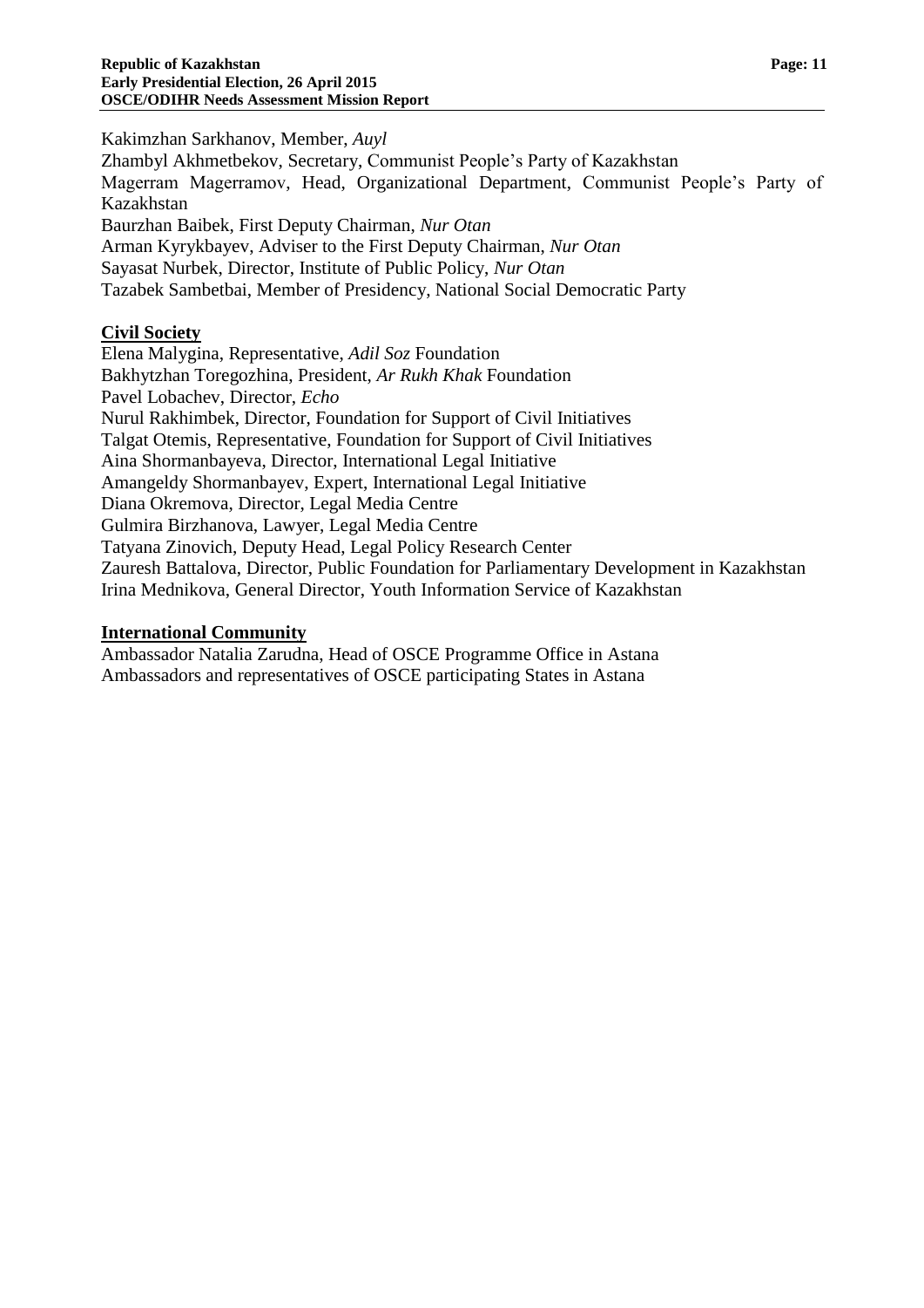Kakimzhan Sarkhanov, Member, *Auyl*
Zhambyl Akhmetbekov, Secretary, Communist People's Party of Kazakhstan
Magerram Magerramov, Head, Organizational Department, Communist People's Party of Kazakhstan
Baurzhan Baibek, First Deputy Chairman, *Nur Otan*
Arman Kyrykbayev, Adviser to the First Deputy Chairman, *Nur Otan*
Sayasat Nurbek, Director, Institute of Public Policy, *Nur Otan*
Tazabek Sambetbai, Member of Presidency, National Social Democratic Party

**Civil Society**

Elena Malygina, Representative, *Adil Soz* Foundation
Bakhytzhan Toregozhina, President, *Ar Rukh Khak* Foundation
Pavel Lobachev, Director, *Echo*
Nurul Rakhimbek, Director, Foundation for Support of Civil Initiatives
Talgat Otemis, Representative, Foundation for Support of Civil Initiatives
Aina Shormanbayeva, Director, International Legal Initiative
Amangeldy Shormanbayev, Expert, International Legal Initiative
Diana Okremova, Director, Legal Media Centre
Gulmira Birzhanova, Lawyer, Legal Media Centre
Tatyana Zinovich, Deputy Head, Legal Policy Research Center
Zauresh Battalova, Director, Public Foundation for Parliamentary Development in Kazakhstan
Irina Mednikova, General Director, Youth Information Service of Kazakhstan

**International Community**

Ambassador Natalia Zarudna, Head of OSCE Programme Office in Astana
Ambassadors and representatives of OSCE participating States in Astana